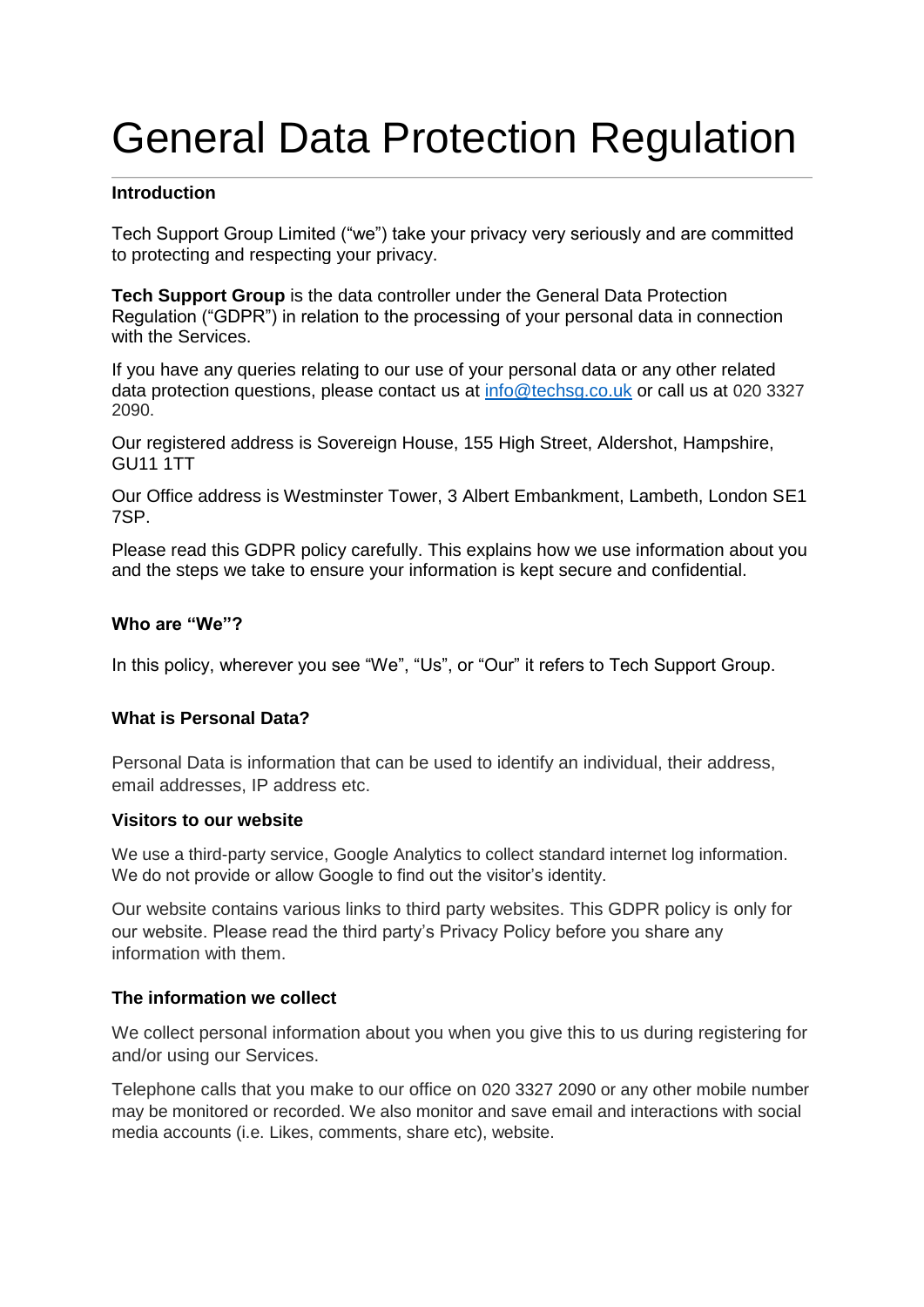# General Data Protection Regulation

**Introduction**

Tech Support Group Limited ("we") take your privacy very seriously and are committed to protecting and respecting your privacy.

**Tech Support Group** is the data controller under the General Data Protection Regulation ("GDPR") in relation to the processing of your personal data in connection with the Services.

If you have any queries relating to our use of your personal data or any other related data protection questions, please contact us at [info@techsg.co.uk](mailto:info@techsg.co.uk) or call us at 020 3327 2090.

Our registered address is Sovereign House, 155 High Street, Aldershot, Hampshire, GU11 1TT

Our Office address is Westminster Tower, 3 Albert Embankment, Lambeth, London SE1 7SP.

Please read this GDPR policy carefully. This explains how we use information about you and the steps we take to ensure your information is kept secure and confidential.

**Who are "We"?**

In this policy, wherever you see "We", "Us", or "Our" it refers to Tech Support Group.

**What is Personal Data?**

Personal Data is information that can be used to identify an individual, their address, email addresses, IP address etc.

**Visitors to our website**

We use a third-party service, Google Analytics to collect standard internet log information. We do not provide or allow Google to find out the visitor's identity.

Our website contains various links to third party websites. This GDPR policy is only for our website. Please read the third party's Privacy Policy before you share any information with them.

**The information we collect**

We collect personal information about you when you give this to us during registering for and/or using our Services.

Telephone calls that you make to our office on 020 3327 2090 or any other mobile number may be monitored or recorded. We also monitor and save email and interactions with social media accounts (i.e. Likes, comments, share etc), website.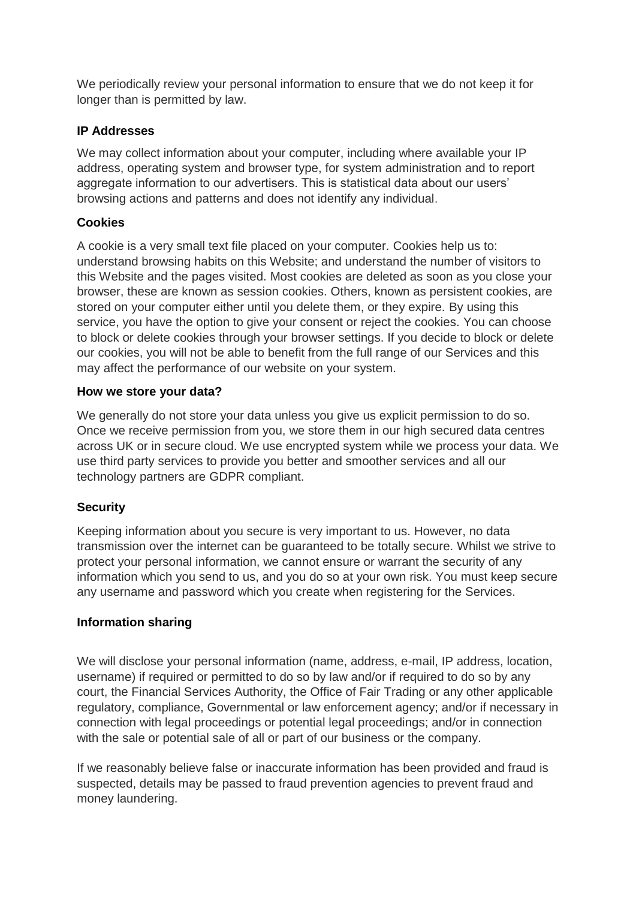We periodically review your personal information to ensure that we do not keep it for longer than is permitted by law.

**IP Addresses**

We may collect information about your computer, including where available your IP address, operating system and browser type, for system administration and to report aggregate information to our advertisers. This is statistical data about our users' browsing actions and patterns and does not identify any individual.

**Cookies**

A cookie is a very small text file placed on your computer. Cookies help us to: understand browsing habits on this Website; and understand the number of visitors to this Website and the pages visited. Most cookies are deleted as soon as you close your browser, these are known as session cookies. Others, known as persistent cookies, are stored on your computer either until you delete them, or they expire. By using this service, you have the option to give your consent or reject the cookies. You can choose to block or delete cookies through your browser settings. If you decide to block or delete our cookies, you will not be able to benefit from the full range of our Services and this may affect the performance of our website on your system.

**How we store your data?**

We generally do not store your data unless you give us explicit permission to do so. Once we receive permission from you, we store them in our high secured data centres across UK or in secure cloud. We use encrypted system while we process your data. We use third party services to provide you better and smoother services and all our technology partners are GDPR compliant.

**Security**

Keeping information about you secure is very important to us. However, no data transmission over the internet can be guaranteed to be totally secure. Whilst we strive to protect your personal information, we cannot ensure or warrant the security of any information which you send to us, and you do so at your own risk. You must keep secure any username and password which you create when registering for the Services.

**Information sharing**

We will disclose your personal information (name, address, e-mail, IP address, location, username) if required or permitted to do so by law and/or if required to do so by any court, the Financial Services Authority, the Office of Fair Trading or any other applicable regulatory, compliance, Governmental or law enforcement agency; and/or if necessary in connection with legal proceedings or potential legal proceedings; and/or in connection with the sale or potential sale of all or part of our business or the company.

If we reasonably believe false or inaccurate information has been provided and fraud is suspected, details may be passed to fraud prevention agencies to prevent fraud and money laundering.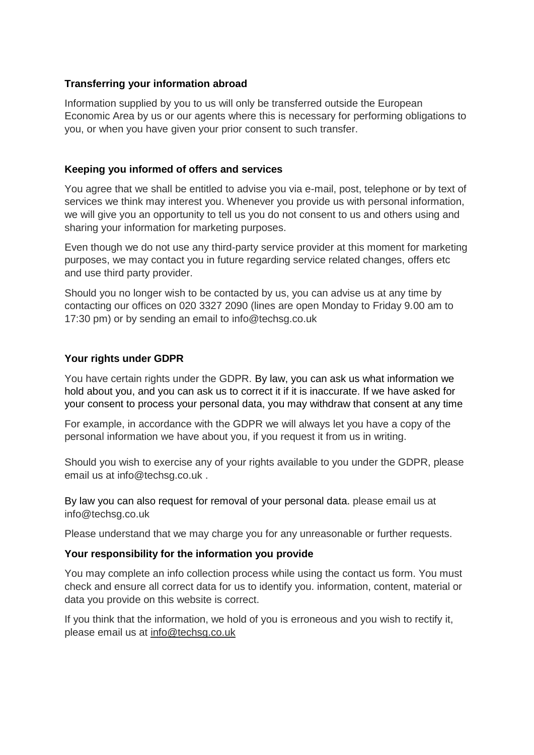**Transferring your information abroad**

Information supplied by you to us will only be transferred outside the European Economic Area by us or our agents where this is necessary for performing obligations to you, or when you have given your prior consent to such transfer.

**Keeping you informed of offers and services**

You agree that we shall be entitled to advise you via e-mail, post, telephone or by text of services we think may interest you. Whenever you provide us with personal information, we will give you an opportunity to tell us you do not consent to us and others using and sharing your information for marketing purposes.

Even though we do not use any third-party service provider at this moment for marketing purposes, we may contact you in future regarding service related changes, offers etc and use third party provider.

Should you no longer wish to be contacted by us, you can advise us at any time by contacting our offices on 020 3327 2090 (lines are open Monday to Friday 9.00 am to 17:30 pm) or by sending an email to info@techsg.co.uk

**Your rights under GDPR**

You have certain rights under the GDPR. By law, you can ask us what information we hold about you, and you can ask us to correct it if it is inaccurate. If we have asked for your consent to process your personal data, you may withdraw that consent at any time

For example, in accordance with the GDPR we will always let you have a copy of the personal information we have about you, if you request it from us in writing.

Should you wish to exercise any of your rights available to you under the GDPR, please email us at info@techsg.co.uk .

By law you can also request for removal of your personal data. please email us at info@techsg.co.uk

Please understand that we may charge you for any unreasonable or further requests.

**Your responsibility for the information you provide**

You may complete an info collection process while using the contact us form. You must check and ensure all correct data for us to identify you. information, content, material or data you provide on this website is correct.

If you think that the information, we hold of you is erroneous and you wish to rectify it, please email us at info@techsg.co.uk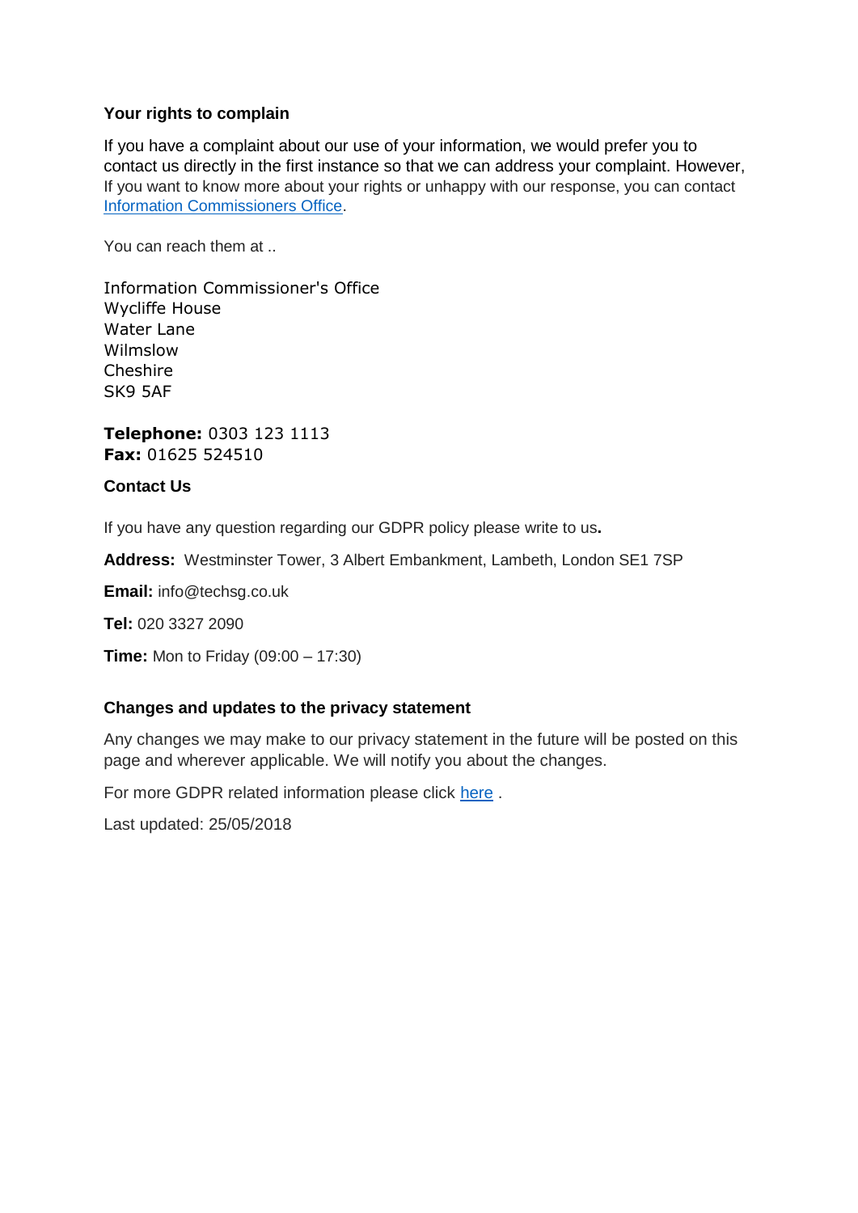### Your rights to complain

If you have a complaint about our use of your information, we would prefer you to contact us directly in the first instance so that we can address your complaint. However, If you want to know more about your rights or unhappy with our response, you can contact Information Commissioners Office.

You can reach them at ..

Information Commissioner's Office
Wycliffe House
Water Lane
Wilmslow
Cheshire
SK9 5AF

**Telephone:** 0303 123 1113
**Fax:** 01625 524510

### Contact Us

If you have any question regarding our GDPR policy please write to us**.**

**Address:** Westminster Tower, 3 Albert Embankment, Lambeth, London SE1 7SP

**Email:** info@techsg.co.uk

**Tel:** 020 3327 2090

**Time:** Mon to Friday (09:00 – 17:30)

### Changes and updates to the privacy statement

Any changes we may make to our privacy statement in the future will be posted on this page and wherever applicable. We will notify you about the changes.

For more GDPR related information please click here .

Last updated: 25/05/2018